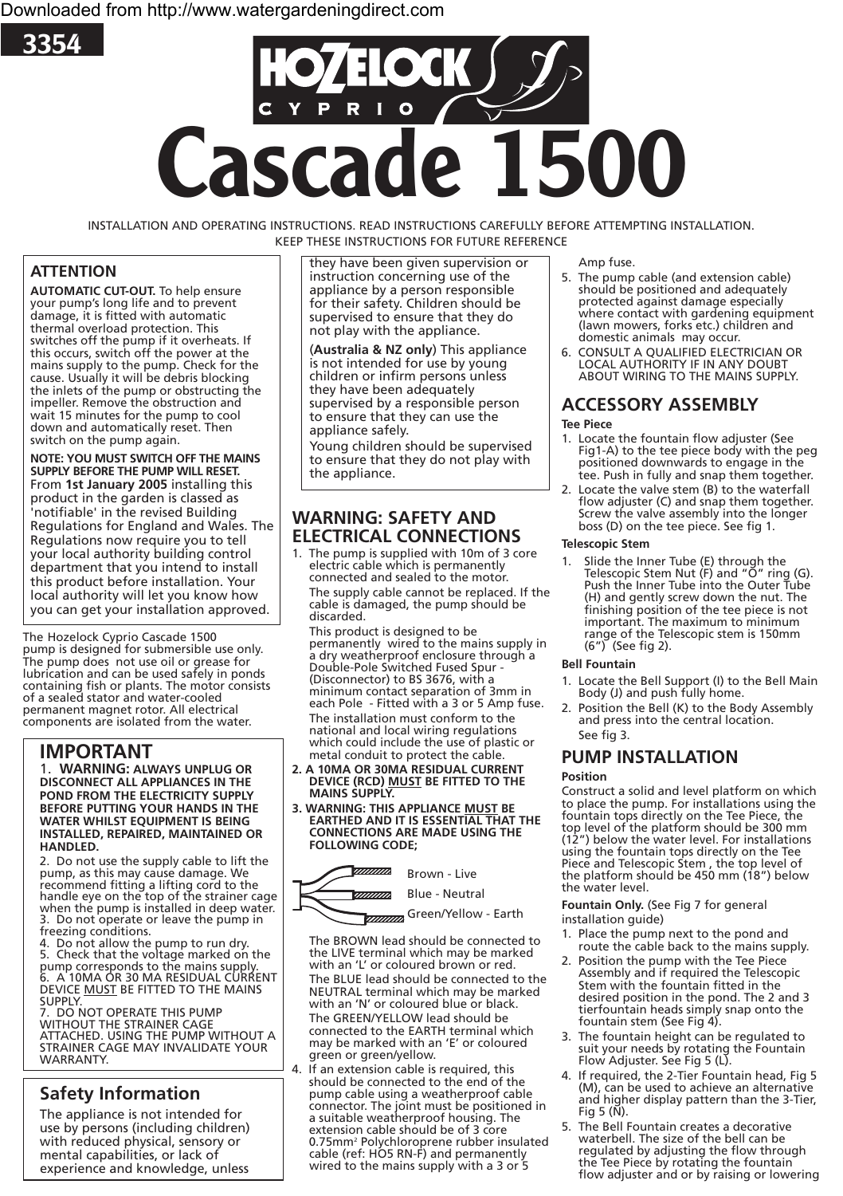Downloaded from http://www.watergardeningdirect.com

3354

HOZELOCK CYPRIO

# Cascade 1500

INSTALLATION AND OPERATING INSTRUCTIONS. READ INSTRUCTIONS CAREFULLY BEFORE ATTEMPTING INSTALLATION. KEEP THESE INSTRUCTIONS FOR FUTURE REFERENCE

## ATTENTION

**AUTOMATIC CUT-OUT.** To help ensure your pump's long life and to prevent damage, it is fitted with automatic thermal overload protection. This switches off the pump if it overheats. If this occurs, switch off the power at the mains supply to the pump. Check for the cause. Usually it will be debris blocking the inlets of the pump or obstructing the impeller. Remove the obstruction and wait 15 minutes for the pump to cool down and automatically reset. Then switch on the pump again.

**NOTE: YOU MUST SWITCH OFF THE MAINS SUPPLY BEFORE THE PUMP WILL RESET.**

From **1st January 2005** installing this product in the garden is classed as 'notifiable' in the revised Building Regulations for England and Wales. The Regulations now require you to tell your local authority building control department that you intend to install this product before installation. Your local authority will let you know how you can get your installation approved.

The Hozelock Cyprio Cascade 1500 pump is designed for submersible use only. The pump does not use oil or grease for lubrication and can be used safely in ponds containing fish or plants. The motor consists of a sealed stator and water-cooled permanent magnet rotor. All electrical components are isolated from the water.

## IMPORTANT

1. **WARNING: ALWAYS UNPLUG OR DISCONNECT ALL APPLIANCES IN THE POND FROM THE ELECTRICITY SUPPLY BEFORE PUTTING YOUR HANDS IN THE WATER WHILST EQUIPMENT IS BEING INSTALLED, REPAIRED, MAINTAINED OR HANDLED.**
2. Do not use the supply cable to lift the pump, as this may cause damage. We recommend fitting a lifting cord to the handle eye on the top of the strainer cage when the pump is installed in deep water.
3. Do not operate or leave the pump in freezing conditions.
4. Do not allow the pump to run dry.
5. Check that the voltage marked on the pump corresponds to the mains supply.
6. A 10MA OR 30 MA RESIDUAL CURRENT DEVICE MUST BE FITTED TO THE MAINS SUPPLY.
7. DO NOT OPERATE THIS PUMP WITHOUT THE STRAINER CAGE ATTACHED. USING THE PUMP WITHOUT A STRAINER CAGE MAY INVALIDATE YOUR WARRANTY.

## Safety Information

The appliance is not intended for use by persons (including children) with reduced physical, sensory or mental capabilities, or lack of experience and knowledge, unless they have been given supervision or instruction concerning use of the appliance by a person responsible for their safety. Children should be supervised to ensure that they do not play with the appliance.

(**Australia & NZ only**) This appliance is not intended for use by young children or infirm persons unless they have been adequately supervised by a responsible person to ensure that they can use the appliance safely.

Young children should be supervised to ensure that they do not play with the appliance.

## WARNING: SAFETY AND ELECTRICAL CONNECTIONS

1. The pump is supplied with 10m of 3 core electric cable which is permanently connected and sealed to the motor.

   The supply cable cannot be replaced. If the cable is damaged, the pump should be discarded.

   This product is designed to be permanently wired to the mains supply in a dry weatherproof enclosure through a Double-Pole Switched Fused Spur - (Disconnector) to BS 3676, with a minimum contact separation of 3mm in each Pole - Fitted with a 3 or 5 Amp fuse.

   The installation must conform to the national and local wiring regulations which could include the use of plastic or metal conduit to protect the cable.
2. **A 10MA OR 30MA RESIDUAL CURRENT DEVICE (RCD) MUST BE FITTED TO THE MAINS SUPPLY.**
3. **WARNING: THIS APPLIANCE MUST BE EARTHED AND IT IS ESSENTIAL THAT THE CONNECTIONS ARE MADE USING THE FOLLOWING CODE;**

   Brown - Live

   Blue - Neutral

   Green/Yellow - Earth

   The BROWN lead should be connected to the LIVE terminal which may be marked with an 'L' or coloured brown or red.

   The BLUE lead should be connected to the NEUTRAL terminal which may be marked with an 'N' or coloured blue or black.

   The GREEN/YELLOW lead should be connected to the EARTH terminal which may be marked with an 'E' or coloured green or green/yellow.
4. If an extension cable is required, this should be connected to the end of the pump cable using a weatherproof cable connector. The joint must be positioned in a suitable weatherproof housing. The extension cable should be of 3 core 0.75mm² Polychloroprene rubber insulated cable (ref: HO5 RN-F) and permanently wired to the mains supply with a 3 or 5 Amp fuse.
5. The pump cable (and extension cable) should be positioned and adequately protected against damage especially where contact with gardening equipment (lawn mowers, forks etc.) children and domestic animals may occur.
6. CONSULT A QUALIFIED ELECTRICIAN OR LOCAL AUTHORITY IF IN ANY DOUBT ABOUT WIRING TO THE MAINS SUPPLY.

## ACCESSORY ASSEMBLY

**Tee Piece**

1. Locate the fountain flow adjuster (See Fig1-A) to the tee piece body with the peg positioned downwards to engage in the tee. Push in fully and snap together.
2. Locate the valve stem (B) to the waterfall flow adjuster (C) and snap them together. Screw the valve assembly into the longer boss (D) on the tee piece. See fig 1.

**Telescopic Stem**

1. Slide the Inner Tube (E) through the Telescopic Stem Nut (F) and "O" ring (G). Push the Inner Tube into the Outer Tube (H) and gently screw down the nut. The finishing position of the tee piece is not important. The maximum to minimum range of the Telescopic stem is 150mm (6") (See fig 2).

**Bell Fountain**

1. Locate the Bell Support (I) to the Bell Main Body (J) and push fully home.
2. Position the Bell (K) to the Body Assembly and press into the central location. See fig 3.

## PUMP INSTALLATION

**Position**

Construct a solid and level platform on which to place the pump. For installations using the fountain tops directly on the Tee Piece, the top level of the platform should be 300 mm (12") below the water level. For installations using the fountain tops directly on the Tee Piece and Telescopic Stem , the top level of the platform should be 450 mm (18") below the water level.

**Fountain Only.** (See Fig 7 for general installation guide)

1. Place the pump next to the pond and route the cable back to the mains supply.
2. Position the pump with the Tee Piece Assembly and if required the Telescopic Stem with the fountain fitted in the desired position in the pond. The 2 and 3 tierfountain heads simply snap onto the fountain stem (See Fig 4).
3. The fountain height can be regulated to suit your needs by rotating the Fountain Flow Adjuster. See Fig 5 (L).
4. If required, the 2-Tier Fountain head, Fig 5 (M), can be used to achieve an alternative and higher display pattern than the 3-Tier, Fig 5 (N).
5. The Bell Fountain creates a decorative waterbell. The size of the bell can be regulated by adjusting the flow through the Tee Piece by rotating the fountain flow adjuster and or by raising or lowering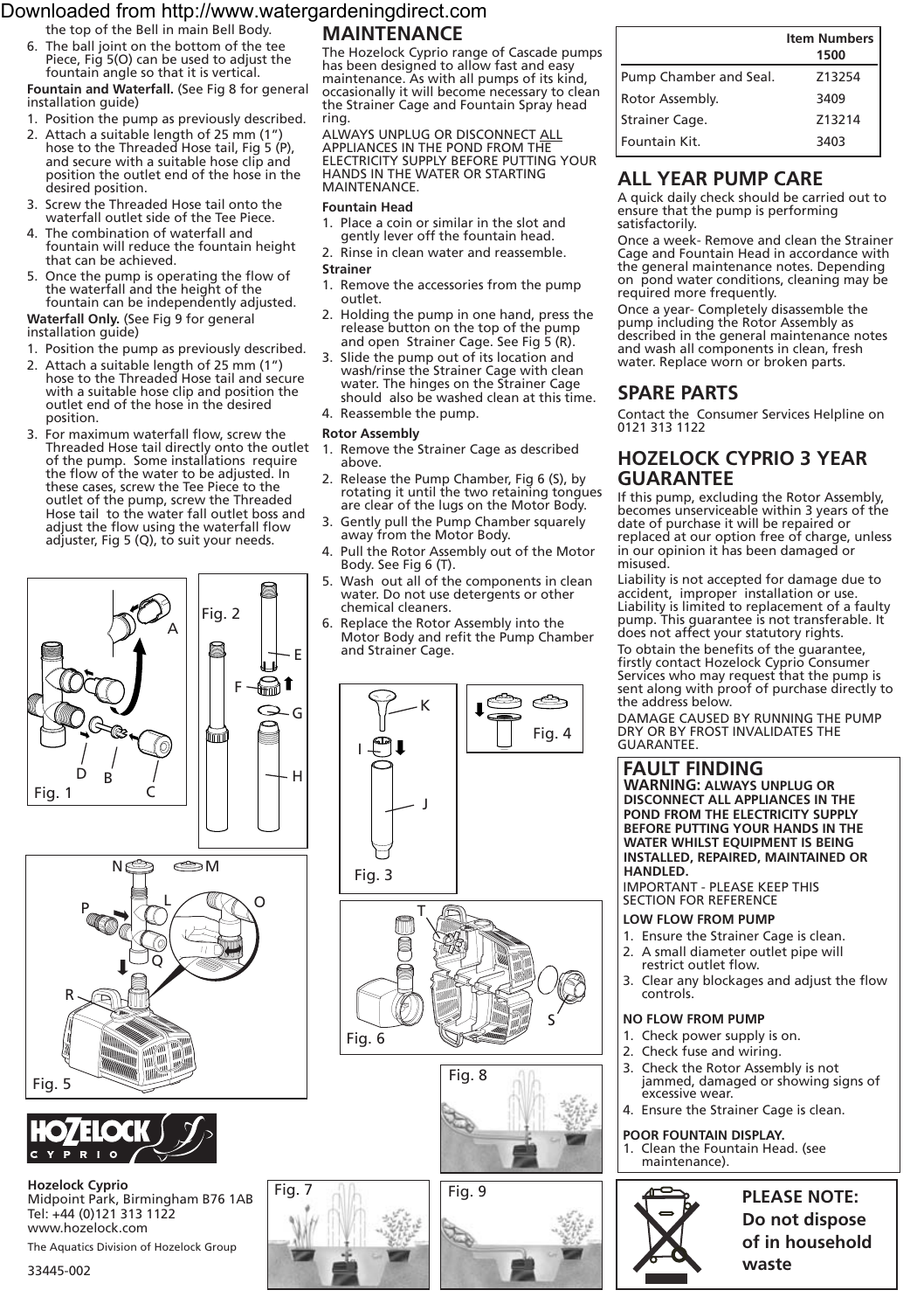Downloaded from http://www.watergardeningdirect.com

the top of the Bell in main Bell Body.

6. The ball joint on the bottom of the tee Piece, Fig 5(O) can be used to adjust the fountain angle so that it is vertical.

**Fountain and Waterfall.** (See Fig 8 for general installation guide)

1. Position the pump as previously described.
2. Attach a suitable length of 25 mm (1") hose to the Threaded Hose tail, Fig 5 (P), and secure with a suitable hose clip and position the outlet end of the hose in the desired position.
3. Screw the Threaded Hose tail onto the waterfall outlet side of the Tee Piece.
4. The combination of waterfall and fountain will reduce the fountain height that can be achieved.
5. Once the pump is operating the flow of the waterfall and the height of the fountain can be independently adjusted.

**Waterfall Only.** (See Fig 9 for general installation guide)

1. Position the pump as previously described.
2. Attach a suitable length of 25 mm (1") hose to the Threaded Hose tail and secure with a suitable hose clip and position the outlet end of the hose in the desired position.
3. For maximum waterfall flow, screw the Threaded Hose tail directly onto the outlet of the pump. Some installations require the flow of the water to be adjusted. In these cases, screw the Tee Piece to the outlet of the pump, screw the Threaded Hose tail to the water fall outlet boss and adjust the flow using the waterfall flow adjuster, Fig 5 (Q), to suit your needs.

## MAINTENANCE

The Hozelock Cyprio range of Cascade pumps has been designed to allow fast and easy maintenance. As with all pumps of its kind, occasionally it will become necessary to clean the Strainer Cage and Fountain Spray head ring.

ALWAYS UNPLUG OR DISCONNECT ALL APPLIANCES IN THE POND FROM THE ELECTRICITY SUPPLY BEFORE PUTTING YOUR HANDS IN THE WATER OR STARTING MAINTENANCE.

**Fountain Head**

1. Place a coin or similar in the slot and gently lever off the fountain head.
2. Rinse in clean water and reassemble.

**Strainer**

1. Remove the accessories from the pump outlet.
2. Holding the pump in one hand, press the release button on the top of the pump and open Strainer Cage. See Fig 5 (R).
3. Slide the pump out of its location and wash/rinse the Strainer Cage with clean water. The hinges on the Strainer Cage should also be washed clean at this time.
4. Reassemble the pump.

**Rotor Assembly**

1. Remove the Strainer Cage as described above.
2. Release the Pump Chamber, Fig 6 (S), by rotating it until the two retaining tongues are clear of the lugs on the Motor Body.
3. Gently pull the Pump Chamber squarely away from the Motor Body.
4. Pull the Rotor Assembly out of the Motor Body. See Fig 6 (T).
5. Wash out all of the components in clean water. Do not use detergents or other chemical cleaners.
6. Replace the Rotor Assembly into the Motor Body and refit the Pump Chamber and Strainer Cage.

| | Item Numbers 1500 |
|---|---|
| Pump Chamber and Seal. | Z13254 |
| Rotor Assembly. | 3409 |
| Strainer Cage. | Z13214 |
| Fountain Kit. | 3403 |

## ALL YEAR PUMP CARE

A quick daily check should be carried out to ensure that the pump is performing satisfactorily.

Once a week- Remove and clean the Strainer Cage and Fountain Head in accordance with the general maintenance notes. Depending on pond water conditions, cleaning may be required more frequently.

Once a year- Completely disassemble the pump including the Rotor Assembly as described in the general maintenance notes and wash all components in clean, fresh water. Replace worn or broken parts.

## SPARE PARTS

Contact the Consumer Services Helpline on 0121 313 1122

## HOZELOCK CYPRIO 3 YEAR GUARANTEE

If this pump, excluding the Rotor Assembly, becomes unserviceable within 3 years of the date of purchase it will be repaired or replaced at our option free of charge, unless in our opinion it has been damaged or misused.

Liability is not accepted for damage due to accident, improper installation or use. Liability is limited to replacement of a faulty pump. This guarantee is not transferable. It does not affect your statutory rights.

To obtain the benefits of the guarantee, firstly contact Hozelock Cyprio Consumer Services who may request that the pump is sent along with proof of purchase directly to the address below.

DAMAGE CAUSED BY RUNNING THE PUMP DRY OR BY FROST INVALIDATES THE GUARANTEE.

## FAULT FINDING

**WARNING: ALWAYS UNPLUG OR DISCONNECT ALL APPLIANCES IN THE POND FROM THE ELECTRICITY SUPPLY BEFORE PUTTING YOUR HANDS IN THE WATER WHILST EQUIPMENT IS BEING INSTALLED, REPAIRED, MAINTAINED OR HANDLED.**

IMPORTANT - PLEASE KEEP THIS SECTION FOR REFERENCE

**LOW FLOW FROM PUMP**

1. Ensure the Strainer Cage is clean.
2. A small diameter outlet pipe will restrict outlet flow.
3. Clear any blockages and adjust the flow controls.

**NO FLOW FROM PUMP**

1. Check power supply is on.
2. Check fuse and wiring.
3. Check the Rotor Assembly is not jammed, damaged or showing signs of excessive wear.
4. Ensure the Strainer Cage is clean.

**POOR FOUNTAIN DISPLAY.**

1. Clean the Fountain Head. (see maintenance).

Fig. 1 — A, B, C, D

Fig. 2 — E, F, G, H

Fig. 3 — I, J, K

Fig. 4

Fig. 5 — L, M, N, O, P, Q, R

Fig. 6 — S, T

Fig. 7

Fig. 8

Fig. 9

**PLEASE NOTE: Do not dispose of in household waste**

HOZELOCK CYPRIO

**Hozelock Cyprio**
Midpoint Park, Birmingham B76 1AB
Tel: +44 (0)121 313 1122
www.hozelock.com

The Aquatics Division of Hozelock Group

33445-002